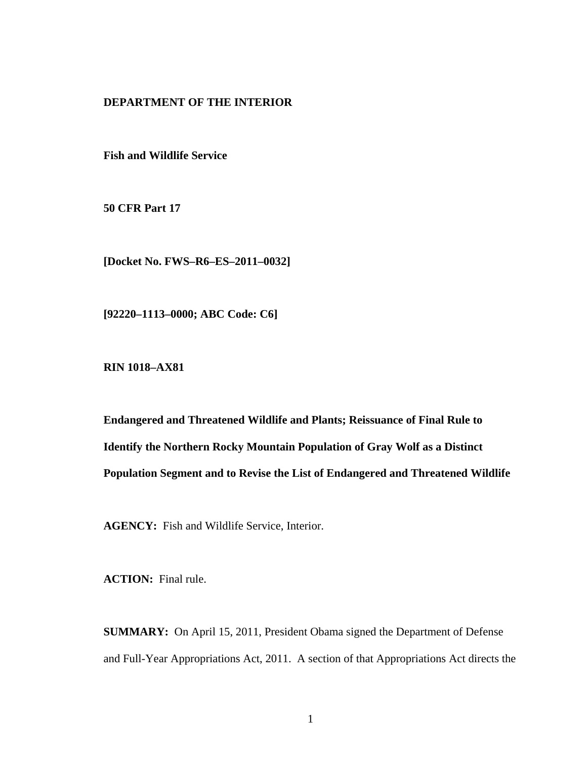**DEPARTMENT OF THE INTERIOR**

**Fish and Wildlife Service**

**50 CFR Part 17**

**[Docket No. FWS–R6–ES–2011–0032]**

**[92220–1113–0000; ABC Code: C6]**

**RIN 1018–AX81**

**Endangered and Threatened Wildlife and Plants; Reissuance of Final Rule to Identify the Northern Rocky Mountain Population of Gray Wolf as a Distinct Population Segment and to Revise the List of Endangered and Threatened Wildlife**

**AGENCY:** Fish and Wildlife Service, Interior.

**ACTION:** Final rule.

**SUMMARY:** On April 15, 2011, President Obama signed the Department of Defense and Full-Year Appropriations Act, 2011. A section of that Appropriations Act directs the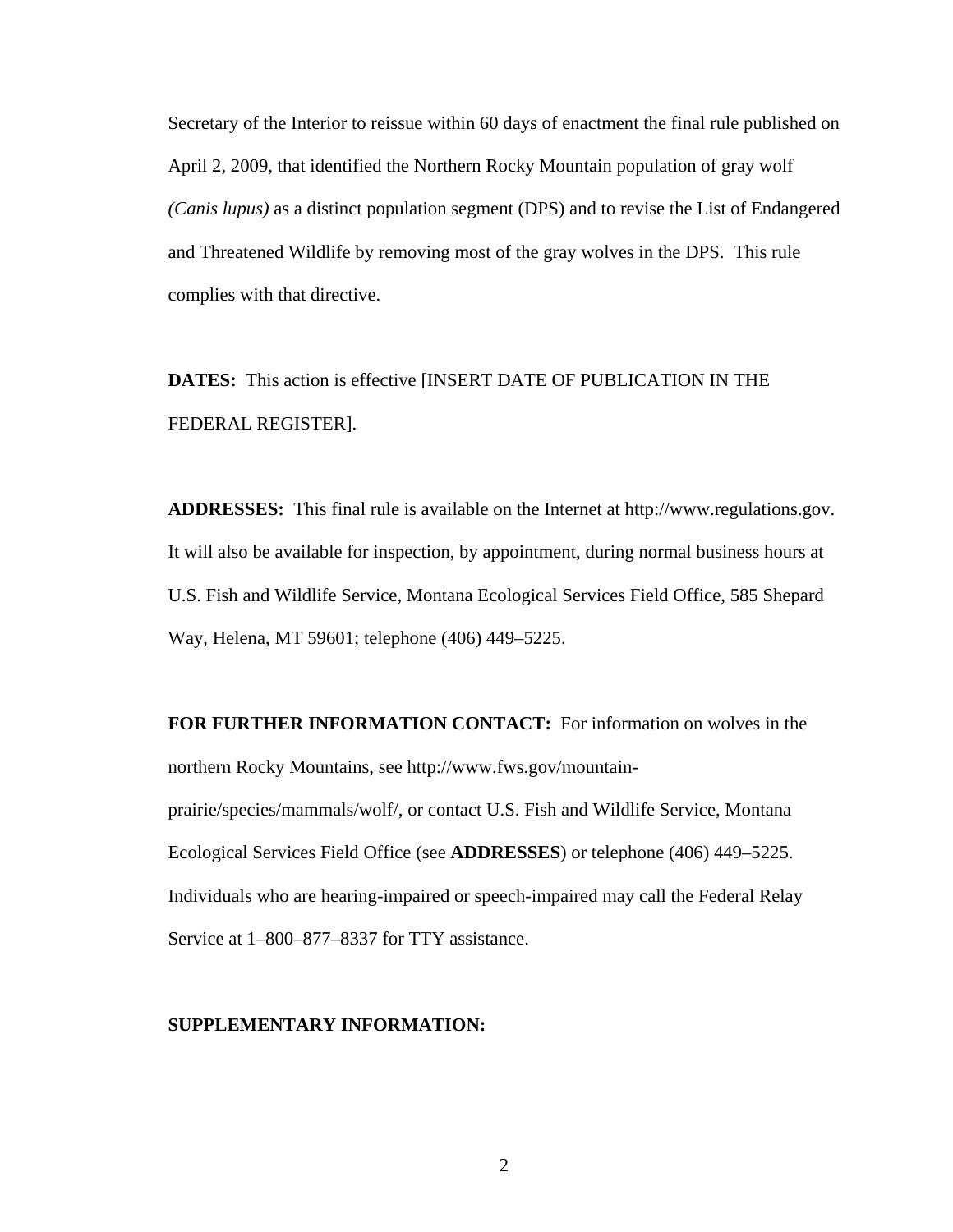Secretary of the Interior to reissue within 60 days of enactment the final rule published on April 2, 2009, that identified the Northern Rocky Mountain population of gray wolf *(Canis lupus)* as a distinct population segment (DPS) and to revise the List of Endangered and Threatened Wildlife by removing most of the gray wolves in the DPS. This rule complies with that directive.

**DATES:** This action is effective [INSERT DATE OF PUBLICATION IN THE FEDERAL REGISTER].

**ADDRESSES:** This final rule is available on the Internet at http://www.regulations.gov. It will also be available for inspection, by appointment, during normal business hours at U.S. Fish and Wildlife Service, Montana Ecological Services Field Office, 585 Shepard Way, Helena, MT 59601; telephone (406) 449–5225.

**FOR FURTHER INFORMATION CONTACT:** For information on wolves in the northern Rocky Mountains, see http://www.fws.gov/mountain-prairie/species/mammals/wolf/, or contact U.S. Fish and Wildlife Service, Montana Ecological Services Field Office (see **ADDRESSES**) or telephone (406) 449–5225. Individuals who are hearing-impaired or speech-impaired may call the Federal Relay Service at 1–800–877–8337 for TTY assistance.

**SUPPLEMENTARY INFORMATION:**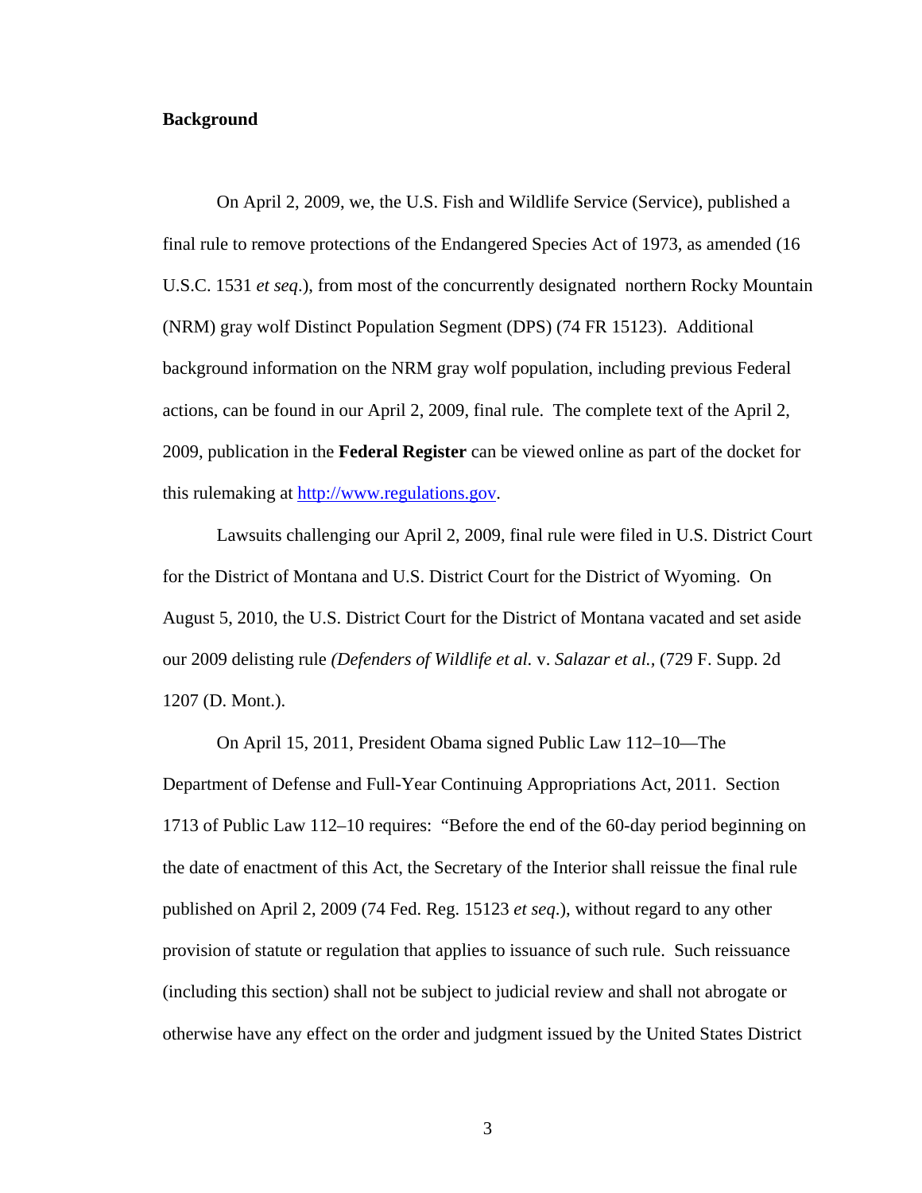**Background**

On April 2, 2009, we, the U.S. Fish and Wildlife Service (Service), published a final rule to remove protections of the Endangered Species Act of 1973, as amended (16 U.S.C. 1531 *et seq*.), from most of the concurrently designated northern Rocky Mountain (NRM) gray wolf Distinct Population Segment (DPS) (74 FR 15123). Additional background information on the NRM gray wolf population, including previous Federal actions, can be found in our April 2, 2009, final rule. The complete text of the April 2, 2009, publication in the **Federal Register** can be viewed online as part of the docket for this rulemaking at [http://www.regulations.gov](http://www.regulations.gov).

Lawsuits challenging our April 2, 2009, final rule were filed in U.S. District Court for the District of Montana and U.S. District Court for the District of Wyoming. On August 5, 2010, the U.S. District Court for the District of Montana vacated and set aside our 2009 delisting rule *(Defenders of Wildlife et al.* v. *Salazar et al.,* (729 F. Supp. 2d 1207 (D. Mont.).

On April 15, 2011, President Obama signed Public Law 112–10—The Department of Defense and Full-Year Continuing Appropriations Act, 2011. Section 1713 of Public Law 112–10 requires: "Before the end of the 60-day period beginning on the date of enactment of this Act, the Secretary of the Interior shall reissue the final rule published on April 2, 2009 (74 Fed. Reg. 15123 *et seq*.), without regard to any other provision of statute or regulation that applies to issuance of such rule. Such reissuance (including this section) shall not be subject to judicial review and shall not abrogate or otherwise have any effect on the order and judgment issued by the United States District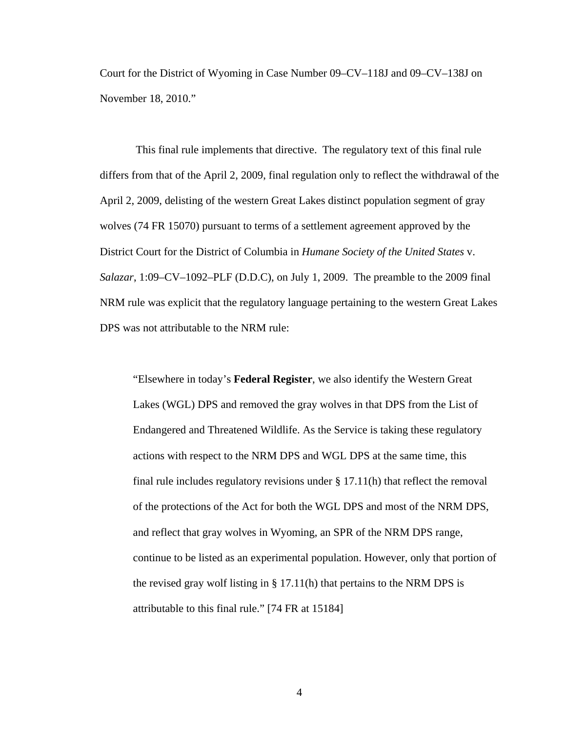Court for the District of Wyoming in Case Number 09–CV–118J and 09–CV–138J on November 18, 2010."

This final rule implements that directive. The regulatory text of this final rule differs from that of the April 2, 2009, final regulation only to reflect the withdrawal of the April 2, 2009, delisting of the western Great Lakes distinct population segment of gray wolves (74 FR 15070) pursuant to terms of a settlement agreement approved by the District Court for the District of Columbia in *Humane Society of the United States* v. *Salazar*, 1:09–CV–1092–PLF (D.D.C), on July 1, 2009. The preamble to the 2009 final NRM rule was explicit that the regulatory language pertaining to the western Great Lakes DPS was not attributable to the NRM rule:

> "Elsewhere in today's **Federal Register**, we also identify the Western Great Lakes (WGL) DPS and removed the gray wolves in that DPS from the List of Endangered and Threatened Wildlife. As the Service is taking these regulatory actions with respect to the NRM DPS and WGL DPS at the same time, this final rule includes regulatory revisions under § 17.11(h) that reflect the removal of the protections of the Act for both the WGL DPS and most of the NRM DPS, and reflect that gray wolves in Wyoming, an SPR of the NRM DPS range, continue to be listed as an experimental population. However, only that portion of the revised gray wolf listing in § 17.11(h) that pertains to the NRM DPS is attributable to this final rule." [74 FR at 15184]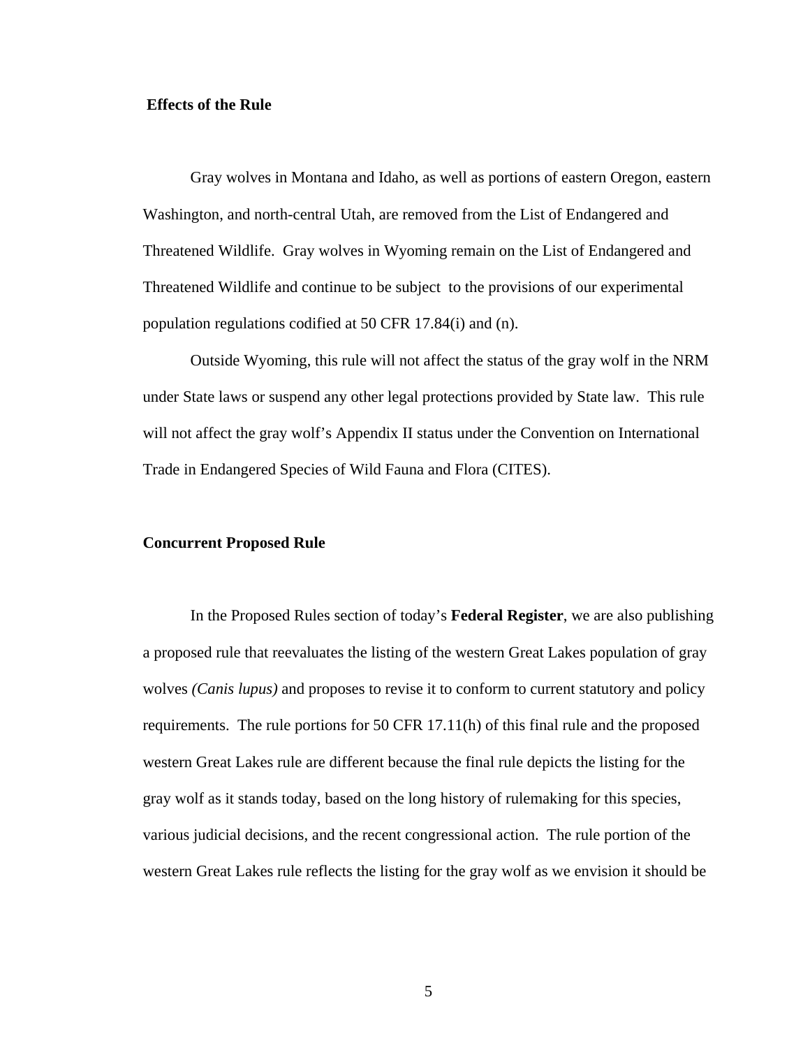## Effects of the Rule

Gray wolves in Montana and Idaho, as well as portions of eastern Oregon, eastern Washington, and north-central Utah, are removed from the List of Endangered and Threatened Wildlife. Gray wolves in Wyoming remain on the List of Endangered and Threatened Wildlife and continue to be subject to the provisions of our experimental population regulations codified at 50 CFR 17.84(i) and (n).

Outside Wyoming, this rule will not affect the status of the gray wolf in the NRM under State laws or suspend any other legal protections provided by State law. This rule will not affect the gray wolf's Appendix II status under the Convention on International Trade in Endangered Species of Wild Fauna and Flora (CITES).

## Concurrent Proposed Rule

In the Proposed Rules section of today's **Federal Register**, we are also publishing a proposed rule that reevaluates the listing of the western Great Lakes population of gray wolves *(Canis lupus)* and proposes to revise it to conform to current statutory and policy requirements. The rule portions for 50 CFR 17.11(h) of this final rule and the proposed western Great Lakes rule are different because the final rule depicts the listing for the gray wolf as it stands today, based on the long history of rulemaking for this species, various judicial decisions, and the recent congressional action. The rule portion of the western Great Lakes rule reflects the listing for the gray wolf as we envision it should be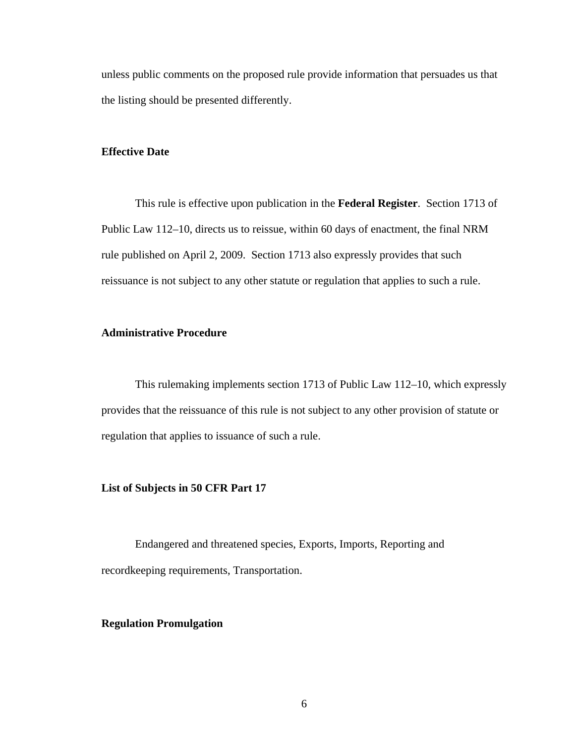unless public comments on the proposed rule provide information that persuades us that the listing should be presented differently.

**Effective Date**

This rule is effective upon publication in the **Federal Register**. Section 1713 of Public Law 112–10, directs us to reissue, within 60 days of enactment, the final NRM rule published on April 2, 2009. Section 1713 also expressly provides that such reissuance is not subject to any other statute or regulation that applies to such a rule.

**Administrative Procedure**

This rulemaking implements section 1713 of Public Law 112–10, which expressly provides that the reissuance of this rule is not subject to any other provision of statute or regulation that applies to issuance of such a rule.

**List of Subjects in 50 CFR Part 17**

Endangered and threatened species, Exports, Imports, Reporting and recordkeeping requirements, Transportation.

**Regulation Promulgation**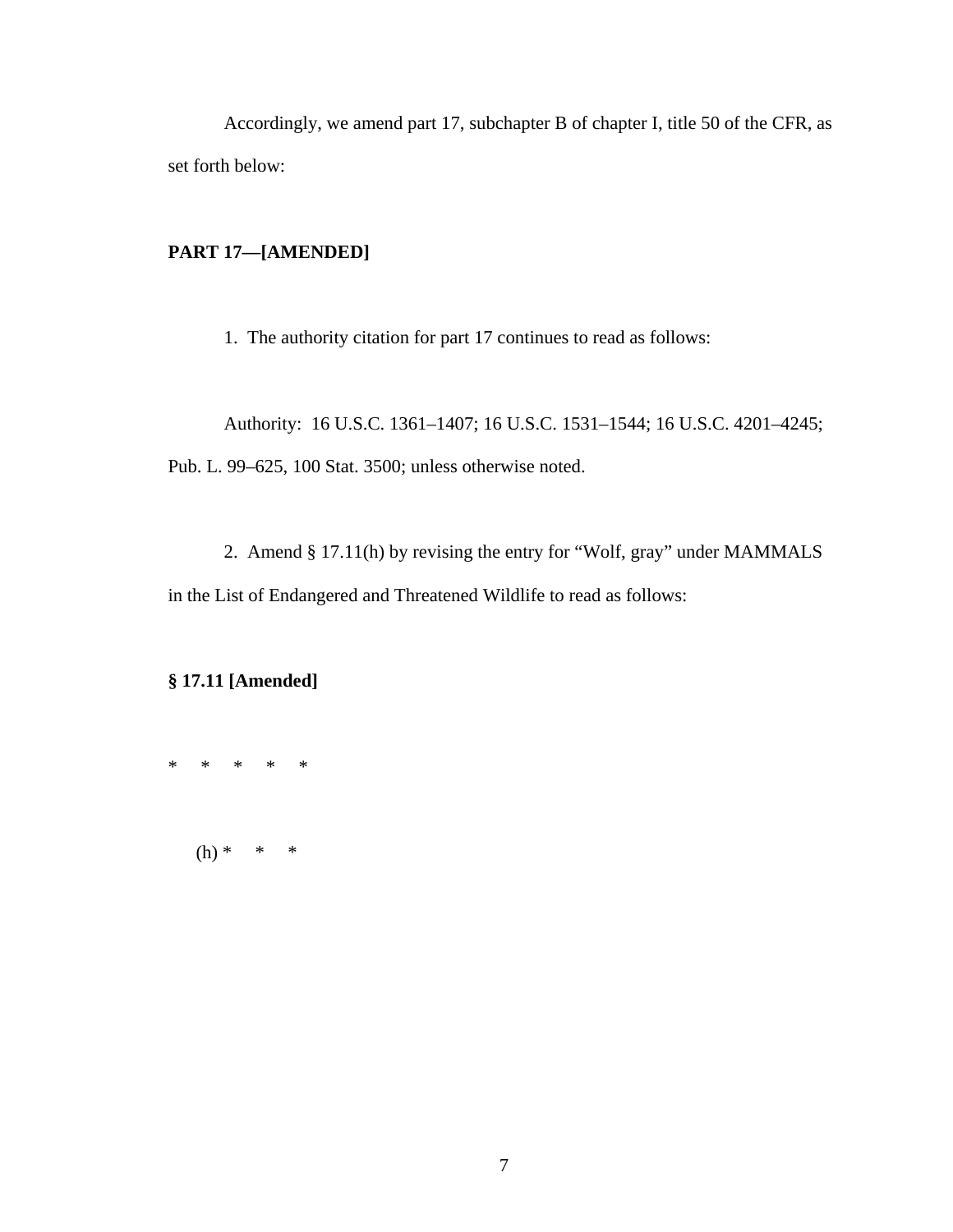Accordingly, we amend part 17, subchapter B of chapter I, title 50 of the CFR, as set forth below:

**PART 17—[AMENDED]**

1. The authority citation for part 17 continues to read as follows:

Authority: 16 U.S.C. 1361–1407; 16 U.S.C. 1531–1544; 16 U.S.C. 4201–4245; Pub. L. 99–625, 100 Stat. 3500; unless otherwise noted.

2. Amend § 17.11(h) by revising the entry for "Wolf, gray" under MAMMALS in the List of Endangered and Threatened Wildlife to read as follows:

**§ 17.11 [Amended]**

\* \* \* \* \*

(h) \* \* \*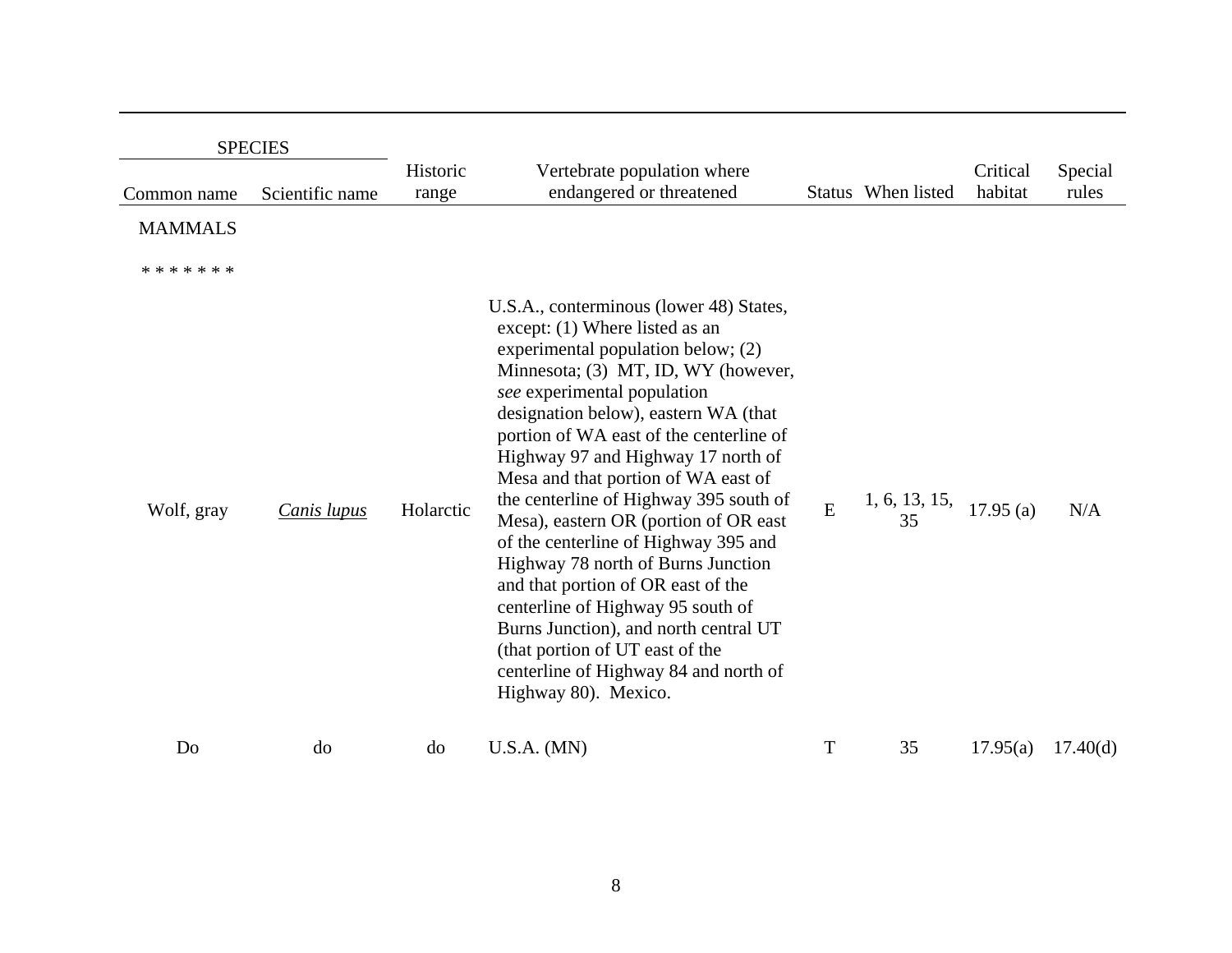| SPECIES | | Historic range | Vertebrate population where endangered or threatened | Status | When listed | Critical habitat | Special rules |
|---|---|---|---|---|---|---|---|
| Common name | Scientific name | | | | | | |
| MAMMALS | | | | | | | |
| * * * * * * * | | | | | | | |
| Wolf, gray | Canis lupus | Holarctic | U.S.A., conterminous (lower 48) States, except: (1) Where listed as an experimental population below; (2) Minnesota; (3) MT, ID, WY (however, *see* experimental population designation below), eastern WA (that portion of WA east of the centerline of Highway 97 and Highway 17 north of Mesa and that portion of WA east of the centerline of Highway 395 south of Mesa), eastern OR (portion of OR east of the centerline of Highway 395 and Highway 78 north of Burns Junction and that portion of OR east of the centerline of Highway 95 south of Burns Junction), and north central UT (that portion of UT east of the centerline of Highway 84 and north of Highway 80). Mexico. | E | 1, 6, 13, 15, 35 | 17.95 (a) | N/A |
| Do | do | do | U.S.A. (MN) | T | 35 | 17.95(a) | 17.40(d) |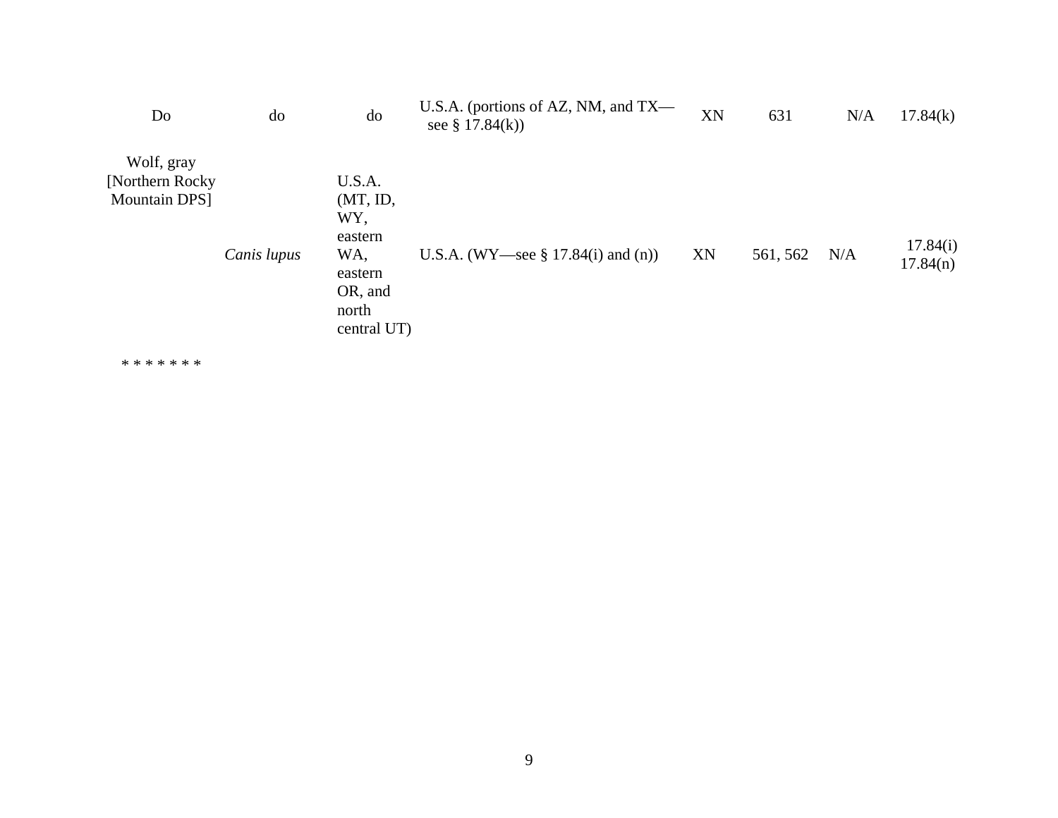| | | | | | | | |
|---|---|---|---|---|---|---|---|
| Do | do | do | U.S.A. (portions of AZ, NM, and TX—see § 17.84(k)) | XN | 631 | N/A | 17.84(k) |
| Wolf, gray [Northern Rocky Mountain DPS] | *Canis lupus* | U.S.A. (MT, ID, WY, eastern WA, eastern OR, and north central UT) | U.S.A. (WY—see § 17.84(i) and (n)) | XN | 561, 562 | N/A | 17.84(i) 17.84(n) |

* * * * * * *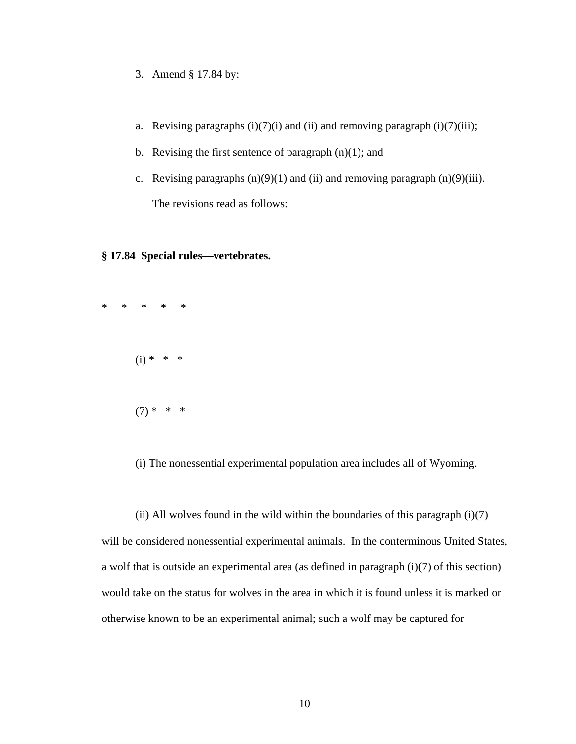3. Amend § 17.84 by:

a. Revising paragraphs (i)(7)(i) and (ii) and removing paragraph (i)(7)(iii);

b. Revising the first sentence of paragraph (n)(1); and

c. Revising paragraphs (n)(9)(1) and (ii) and removing paragraph (n)(9)(iii).

The revisions read as follows:

**§ 17.84 Special rules—vertebrates.**

\* \* \* \* \*

(i) \* \* \*

(7) \* \* \*

(i) The nonessential experimental population area includes all of Wyoming.

(ii) All wolves found in the wild within the boundaries of this paragraph (i)(7) will be considered nonessential experimental animals. In the conterminous United States, a wolf that is outside an experimental area (as defined in paragraph (i)(7) of this section) would take on the status for wolves in the area in which it is found unless it is marked or otherwise known to be an experimental animal; such a wolf may be captured for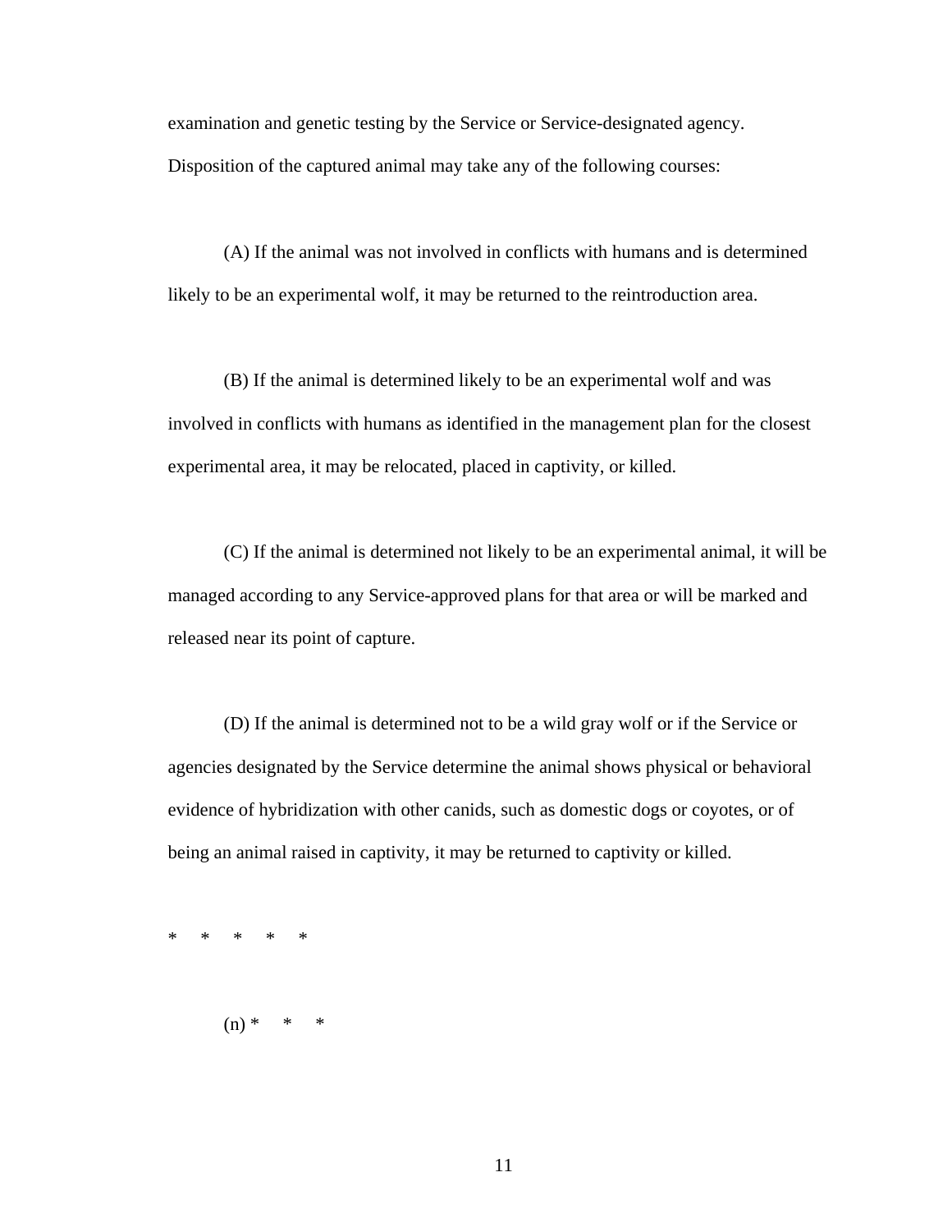examination and genetic testing by the Service or Service-designated agency. Disposition of the captured animal may take any of the following courses:

(A) If the animal was not involved in conflicts with humans and is determined likely to be an experimental wolf, it may be returned to the reintroduction area.

(B) If the animal is determined likely to be an experimental wolf and was involved in conflicts with humans as identified in the management plan for the closest experimental area, it may be relocated, placed in captivity, or killed.

(C) If the animal is determined not likely to be an experimental animal, it will be managed according to any Service-approved plans for that area or will be marked and released near its point of capture.

(D) If the animal is determined not to be a wild gray wolf or if the Service or agencies designated by the Service determine the animal shows physical or behavioral evidence of hybridization with other canids, such as domestic dogs or coyotes, or of being an animal raised in captivity, it may be returned to captivity or killed.

\*     \*     \*     \*     \*

(n) \*     \*     \*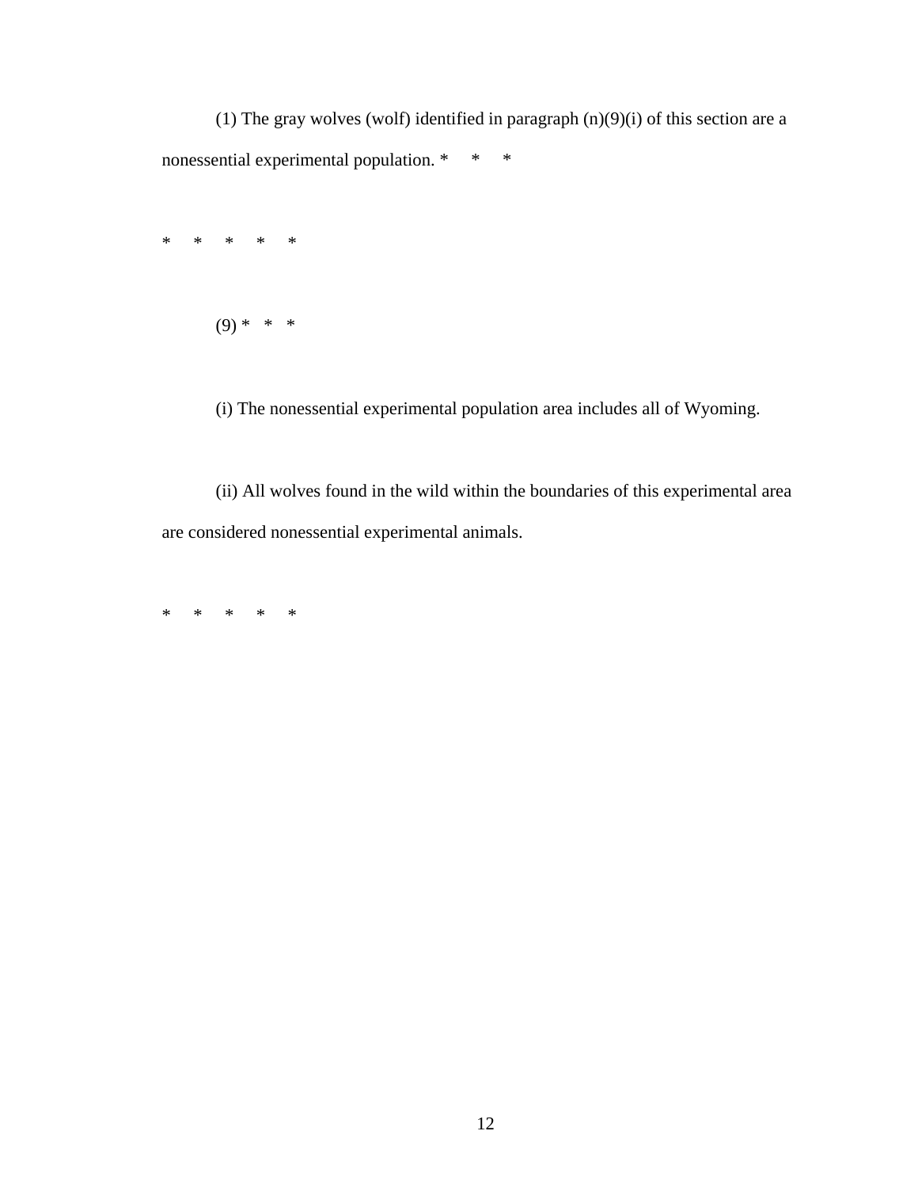(1) The gray wolves (wolf) identified in paragraph (n)(9)(i) of this section are a nonessential experimental population. * * *

* * * * *

(9) * * *

(i) The nonessential experimental population area includes all of Wyoming.

(ii) All wolves found in the wild within the boundaries of this experimental area are considered nonessential experimental animals.

* * * * *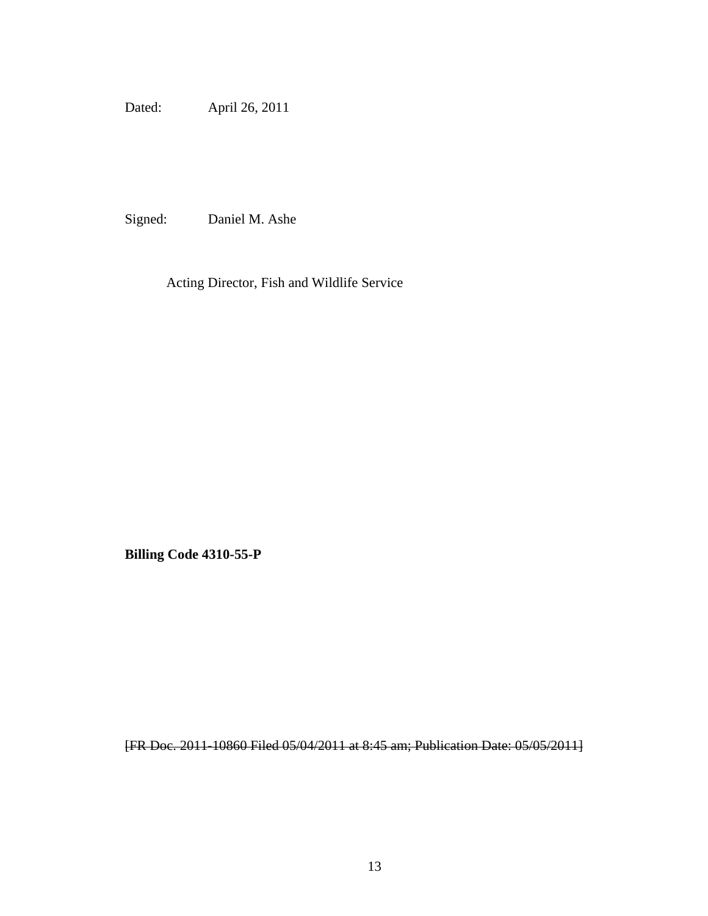Dated: April 26, 2011

Signed: Daniel M. Ashe

Acting Director, Fish and Wildlife Service

**Billing Code 4310-55-P**

~~[FR Doc. 2011-10860 Filed 05/04/2011 at 8:45 am; Publication Date: 05/05/2011]~~